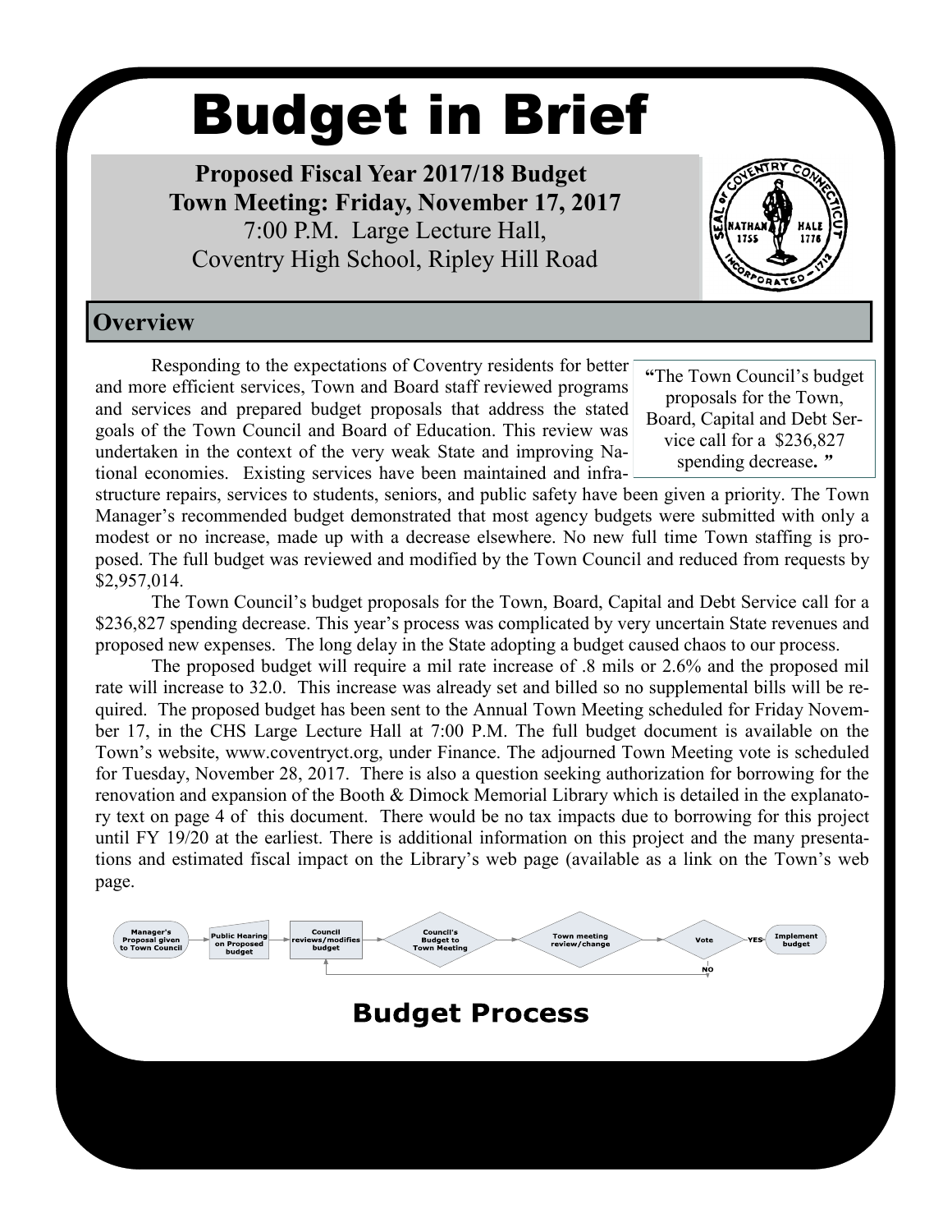# Budget in Brief

**Proposed Fiscal Year 2017/18 Budget**
**Town Meeting: Friday, November 17, 2017**
7:00 P.M. Large Lecture Hall,
Coventry High School, Ripley Hill Road

## Overview

> **"**The Town Council's budget proposals for the Town, Board, Capital and Debt Service call for a $236,827 spending decrease**. "**

Responding to the expectations of Coventry residents for better and more efficient services, Town and Board staff reviewed programs and services and prepared budget proposals that address the stated goals of the Town Council and Board of Education. This review was undertaken in the context of the very weak State and improving National economies. Existing services have been maintained and infrastructure repairs, services to students, seniors, and public safety have been given a priority. The Town Manager's recommended budget demonstrated that most agency budgets were submitted with only a modest or no increase, made up with a decrease elsewhere. No new full time Town staffing is proposed. The full budget was reviewed and modified by the Town Council and reduced from requests by $2,957,014.

The Town Council's budget proposals for the Town, Board, Capital and Debt Service call for a $236,827 spending decrease. This year's process was complicated by very uncertain State revenues and proposed new expenses. The long delay in the State adopting a budget caused chaos to our process.

The proposed budget will require a mil rate increase of .8 mils or 2.6% and the proposed mil rate will increase to 32.0. This increase was already set and billed so no supplemental bills will be required. The proposed budget has been sent to the Annual Town Meeting scheduled for Friday November 17, in the CHS Large Lecture Hall at 7:00 P.M. The full budget document is available on the Town's website, www.coventryct.org, under Finance. The adjourned Town Meeting vote is scheduled for Tuesday, November 28, 2017. There is also a question seeking authorization for borrowing for the renovation and expansion of the Booth & Dimock Memorial Library which is detailed in the explanatory text on page 4 of this document. There would be no tax impacts due to borrowing for this project until FY 19/20 at the earliest. There is additional information on this project and the many presentations and estimated fiscal impact on the Library's web page (available as a link on the Town's web page.

Manager's Proposal given to Town Council → Public Hearing on Proposed budget → Council reviews/modifies budget → Council's Budget to Town Meeting → Town meeting review/change → Vote → YES → Implement budget (NO → Council reviews/modifies budget)

## Budget Process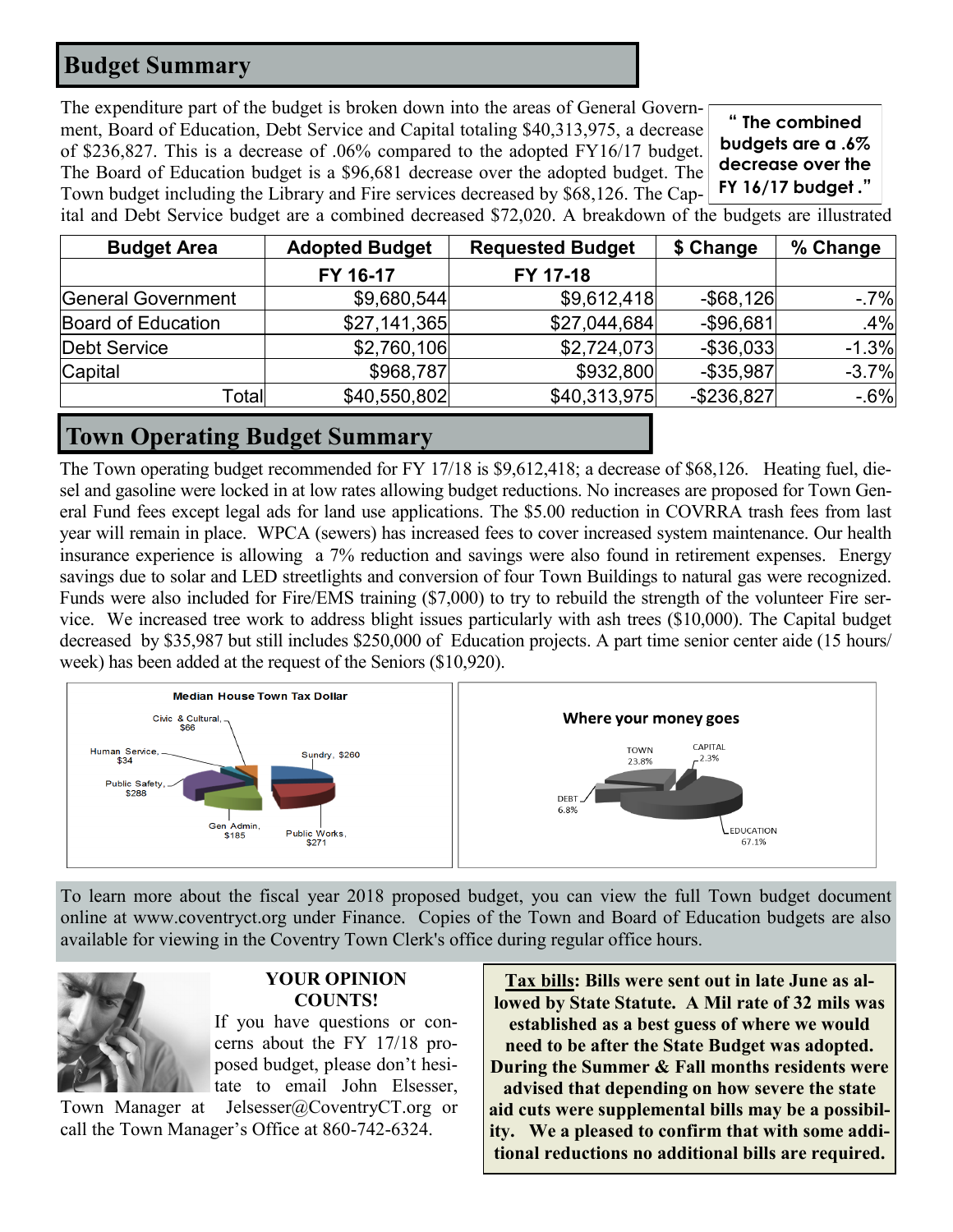## Budget Summary

The expenditure part of the budget is broken down into the areas of General Government, Board of Education, Debt Service and Capital totaling $40,313,975, a decrease of $236,827. This is a decrease of .06% compared to the adopted FY16/17 budget. The Board of Education budget is a $96,681 decrease over the adopted budget. The Town budget including the Library and Fire services decreased by $68,126. The Capital and Debt Service budget are a combined decreased $72,020. A breakdown of the budgets are illustrated

> **" The combined budgets are a .6% decrease over the FY 16/17 budget ."**

| Budget Area | Adopted Budget | Requested Budget | $ Change | % Change |
|---|---|---|---|---|
| | FY 16-17 | FY 17-18 | | |
| General Government | $9,680,544 | $9,612,418 | -$68,126 | -.7% |
| Board of Education | $27,141,365 | $27,044,684 | -$96,681 | .4% |
| Debt Service | $2,760,106 | $2,724,073 | -$36,033 | -1.3% |
| Capital | $968,787 | $932,800 | -$35,987 | -3.7% |
| Total | $40,550,802 | $40,313,975 | -$236,827 | -.6% |

## Town Operating Budget Summary

The Town operating budget recommended for FY 17/18 is $9,612,418; a decrease of $68,126. Heating fuel, diesel and gasoline were locked in at low rates allowing budget reductions. No increases are proposed for Town General Fund fees except legal ads for land use applications. The $5.00 reduction in COVRRA trash fees from last year will remain in place. WPCA (sewers) has increased fees to cover increased system maintenance. Our health insurance experience is allowing a 7% reduction and savings were also found in retirement expenses. Energy savings due to solar and LED streetlights and conversion of four Town Buildings to natural gas were recognized. Funds were also included for Fire/EMS training ($7,000) to try to rebuild the strength of the volunteer Fire service. We increased tree work to address blight issues particularly with ash trees ($10,000). The Capital budget decreased by $35,987 but still includes $250,000 of Education projects. A part time senior center aide (15 hours/week) has been added at the request of the Seniors ($10,920).

**Median House Town Tax Dollar**

- Sundry, $260
- Public Works, $271
- Gen Admin, $185
- Public Safety, $288
- Human Service, $34
- Civic & Cultural, $66

**Where your money goes**

- TOWN 23.8%
- CAPITAL 2.3%
- DEBT 6.8%
- EDUCATION 67.1%

To learn more about the fiscal year 2018 proposed budget, you can view the full Town budget document online at www.coventryct.org under Finance. Copies of the Town and Board of Education budgets are also available for viewing in the Coventry Town Clerk's office during regular office hours.

**YOUR OPINION COUNTS!**

If you have questions or concerns about the FY 17/18 proposed budget, please don't hesitate to email John Elsesser, Town Manager at Jelsesser@CoventryCT.org or call the Town Manager's Office at 860-742-6324.

**__Tax bills__: Bills were sent out in late June as allowed by State Statute. A Mil rate of 32 mils was established as a best guess of where we would need to be after the State Budget was adopted. During the Summer & Fall months residents were advised that depending on how severe the state aid cuts were supplemental bills may be a possibility. We a pleased to confirm that with some additional reductions no additional bills are required.**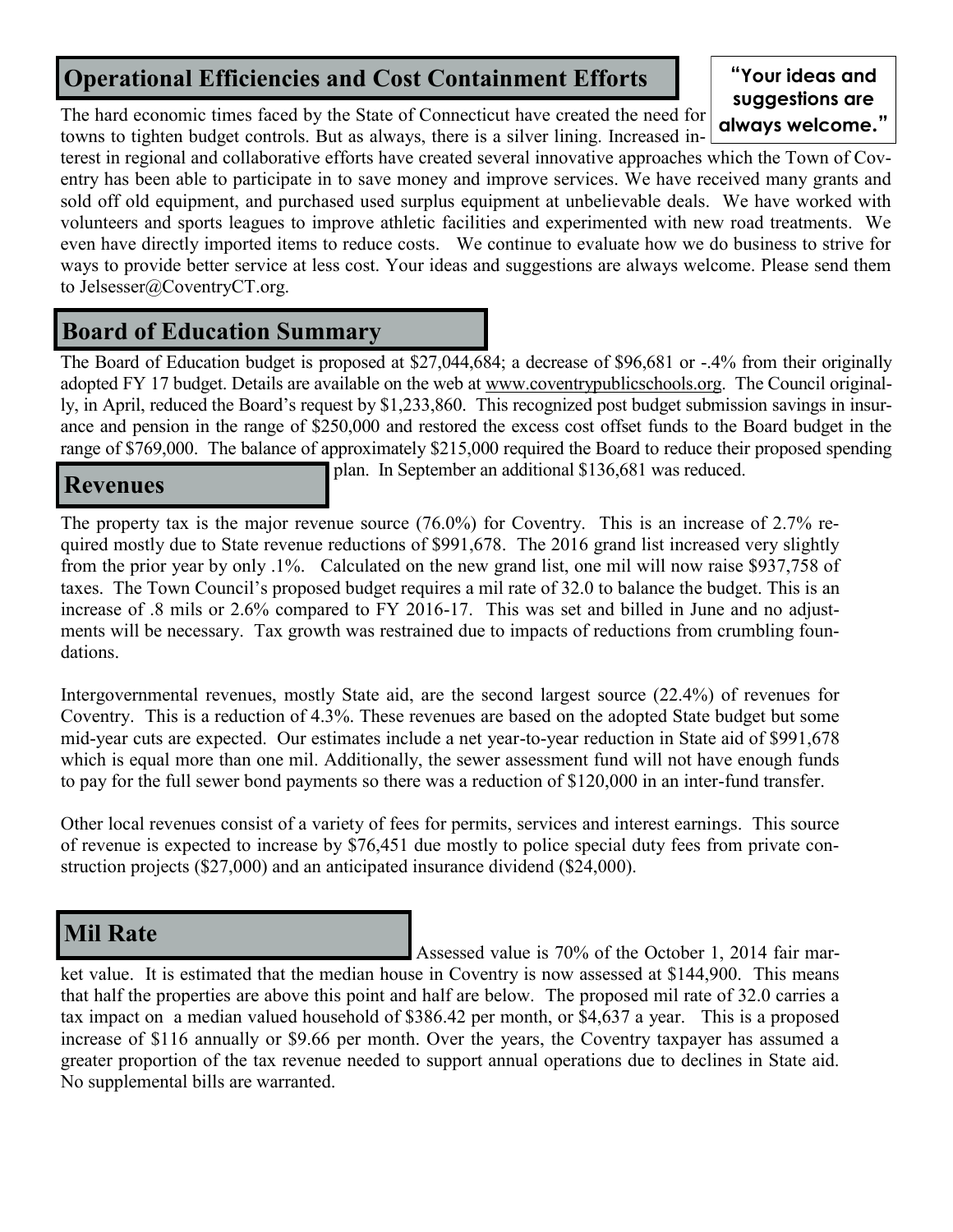## Operational Efficiencies and Cost Containment Efforts

**"Your ideas and suggestions are always welcome."**

The hard economic times faced by the State of Connecticut have created the need for towns to tighten budget controls. But as always, there is a silver lining. Increased interest in regional and collaborative efforts have created several innovative approaches which the Town of Coventry has been able to participate in to save money and improve services. We have received many grants and sold off old equipment, and purchased used surplus equipment at unbelievable deals. We have worked with volunteers and sports leagues to improve athletic facilities and experimented with new road treatments. We even have directly imported items to reduce costs. We continue to evaluate how we do business to strive for ways to provide better service at less cost. Your ideas and suggestions are always welcome. Please send them to Jelsesser@CoventryCT.org.

## Board of Education Summary

The Board of Education budget is proposed at $27,044,684; a decrease of $96,681 or -.4% from their originally adopted FY 17 budget. Details are available on the web at www.coventrypublicschools.org. The Council originally, in April, reduced the Board's request by $1,233,860. This recognized post budget submission savings in insurance and pension in the range of $250,000 and restored the excess cost offset funds to the Board budget in the range of $769,000. The balance of approximately $215,000 required the Board to reduce their proposed spending plan. In September an additional $136,681 was reduced.

## Revenues

The property tax is the major revenue source (76.0%) for Coventry. This is an increase of 2.7% required mostly due to State revenue reductions of $991,678. The 2016 grand list increased very slightly from the prior year by only .1%. Calculated on the new grand list, one mil will now raise $937,758 of taxes. The Town Council's proposed budget requires a mil rate of 32.0 to balance the budget. This is an increase of .8 mils or 2.6% compared to FY 2016-17. This was set and billed in June and no adjustments will be necessary. Tax growth was restrained due to impacts of reductions from crumbling foundations.

Intergovernmental revenues, mostly State aid, are the second largest source (22.4%) of revenues for Coventry. This is a reduction of 4.3%. These revenues are based on the adopted State budget but some mid-year cuts are expected. Our estimates include a net year-to-year reduction in State aid of $991,678 which is equal more than one mil. Additionally, the sewer assessment fund will not have enough funds to pay for the full sewer bond payments so there was a reduction of $120,000 in an inter-fund transfer.

Other local revenues consist of a variety of fees for permits, services and interest earnings. This source of revenue is expected to increase by $76,451 due mostly to police special duty fees from private construction projects ($27,000) and an anticipated insurance dividend ($24,000).

## Mil Rate

Assessed value is 70% of the October 1, 2014 fair market value. It is estimated that the median house in Coventry is now assessed at $144,900. This means that half the properties are above this point and half are below. The proposed mil rate of 32.0 carries a tax impact on a median valued household of $386.42 per month, or $4,637 a year. This is a proposed increase of $116 annually or $9.66 per month. Over the years, the Coventry taxpayer has assumed a greater proportion of the tax revenue needed to support annual operations due to declines in State aid. No supplemental bills are warranted.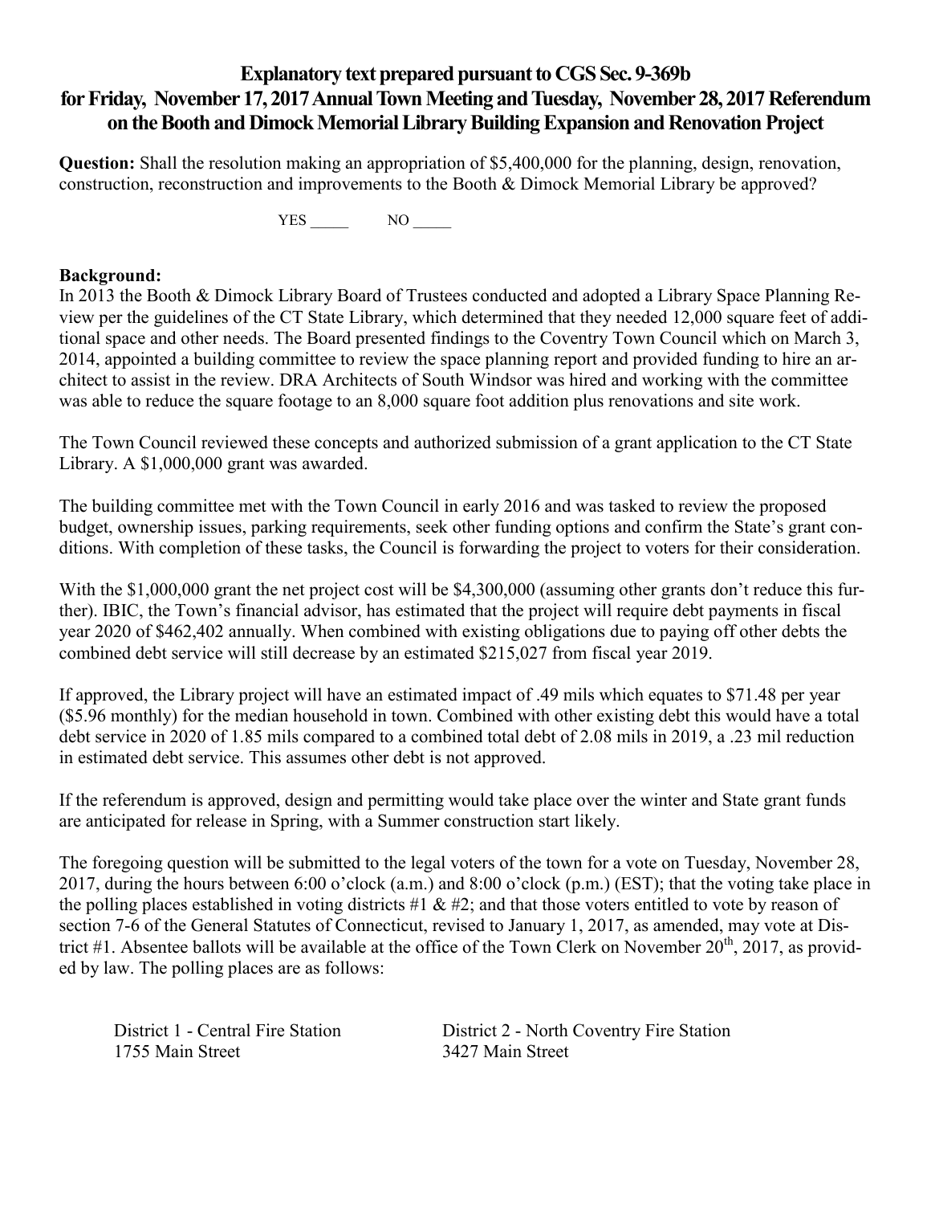# Explanatory text prepared pursuant to CGS Sec. 9-369b for Friday, November 17, 2017 Annual Town Meeting and Tuesday, November 28, 2017 Referendum on the Booth and Dimock Memorial Library Building Expansion and Renovation Project

**Question:** Shall the resolution making an appropriation of $5,400,000 for the planning, design, renovation, construction, reconstruction and improvements to the Booth & Dimock Memorial Library be approved?

YES _____ NO _____

**Background:**

In 2013 the Booth & Dimock Library Board of Trustees conducted and adopted a Library Space Planning Review per the guidelines of the CT State Library, which determined that they needed 12,000 square feet of additional space and other needs. The Board presented findings to the Coventry Town Council which on March 3, 2014, appointed a building committee to review the space planning report and provided funding to hire an architect to assist in the review. DRA Architects of South Windsor was hired and working with the committee was able to reduce the square footage to an 8,000 square foot addition plus renovations and site work.

The Town Council reviewed these concepts and authorized submission of a grant application to the CT State Library. A $1,000,000 grant was awarded.

The building committee met with the Town Council in early 2016 and was tasked to review the proposed budget, ownership issues, parking requirements, seek other funding options and confirm the State's grant conditions. With completion of these tasks, the Council is forwarding the project to voters for their consideration.

With the $1,000,000 grant the net project cost will be $4,300,000 (assuming other grants don't reduce this further). IBIC, the Town's financial advisor, has estimated that the project will require debt payments in fiscal year 2020 of $462,402 annually. When combined with existing obligations due to paying off other debts the combined debt service will still decrease by an estimated $215,027 from fiscal year 2019.

If approved, the Library project will have an estimated impact of .49 mils which equates to $71.48 per year ($5.96 monthly) for the median household in town. Combined with other existing debt this would have a total debt service in 2020 of 1.85 mils compared to a combined total debt of 2.08 mils in 2019, a .23 mil reduction in estimated debt service. This assumes other debt is not approved.

If the referendum is approved, design and permitting would take place over the winter and State grant funds are anticipated for release in Spring, with a Summer construction start likely.

The foregoing question will be submitted to the legal voters of the town for a vote on Tuesday, November 28, 2017, during the hours between 6:00 o'clock (a.m.) and 8:00 o'clock (p.m.) (EST); that the voting take place in the polling places established in voting districts #1 & #2; and that those voters entitled to vote by reason of section 7-6 of the General Statutes of Connecticut, revised to January 1, 2017, as amended, may vote at District #1. Absentee ballots will be available at the office of the Town Clerk on November 20th, 2017, as provided by law. The polling places are as follows:

District 1 - Central Fire Station
1755 Main Street

District 2 - North Coventry Fire Station
3427 Main Street